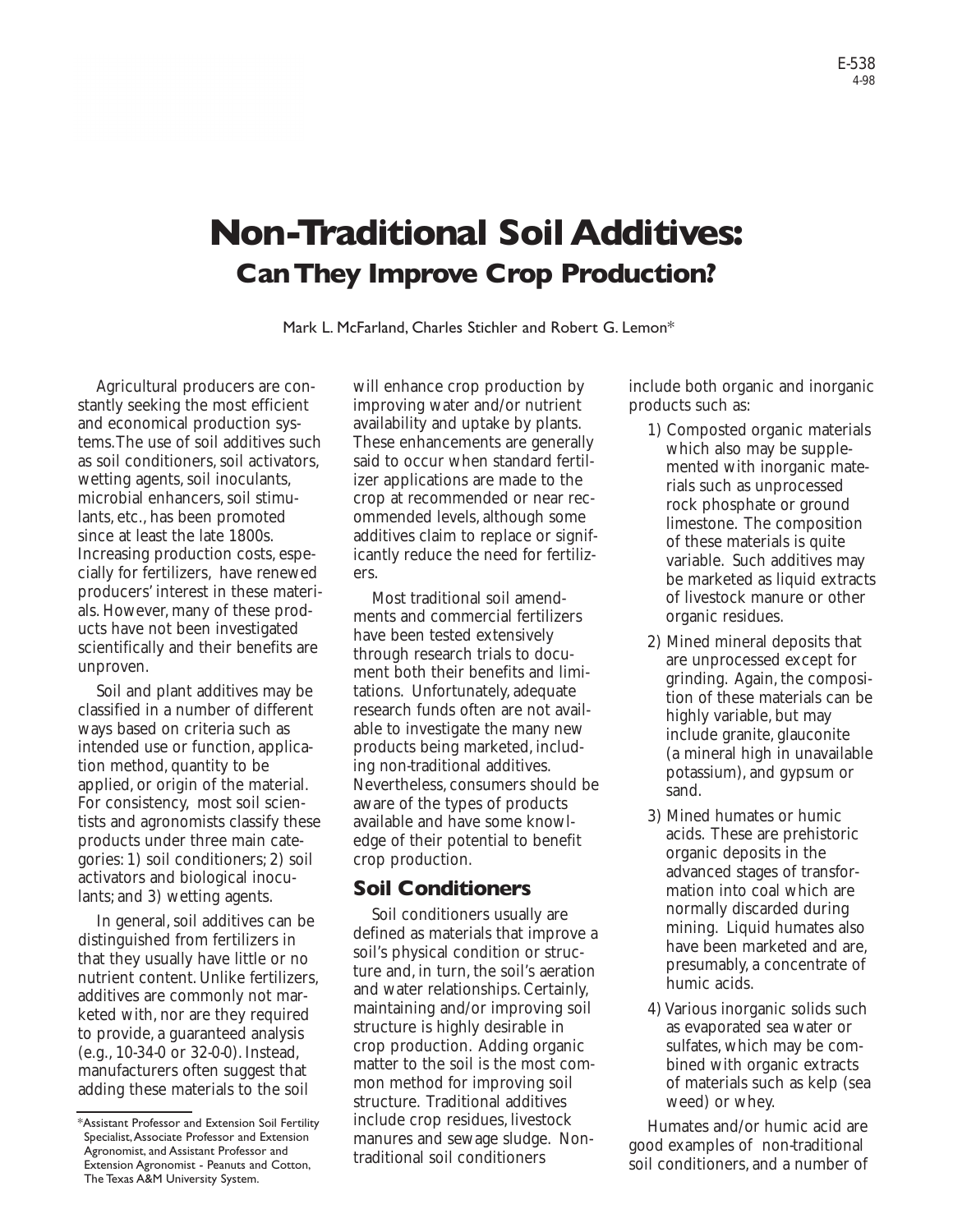E-538
4-98

# Non-Traditional Soil Additives:

## Can They Improve Crop Production?

Mark L. McFarland, Charles Stichler and Robert G. Lemon*

Agricultural producers are constantly seeking the most efficient and economical production systems. The use of soil additives such as soil conditioners, soil activators, wetting agents, soil inoculants, microbial enhancers, soil stimulants, etc., has been promoted since at least the late 1800s. Increasing production costs, especially for fertilizers, have renewed producers' interest in these materials. However, many of these products have not been investigated scientifically and their benefits are unproven.

Soil and plant additives may be classified in a number of different ways based on criteria such as intended use or function, application method, quantity to be applied, or origin of the material. For consistency, most soil scientists and agronomists classify these products under three main categories: 1) soil conditioners; 2) soil activators and biological inoculants; and 3) wetting agents.

In general, soil additives can be distinguished from fertilizers in that they usually have little or no nutrient content. Unlike fertilizers, additives are commonly not marketed with, nor are they required to provide, a guaranteed analysis (e.g., 10-34-0 or 32-0-0). Instead, manufacturers often suggest that adding these materials to the soil will enhance crop production by improving water and/or nutrient availability and uptake by plants. These enhancements are generally said to occur when standard fertilizer applications are made to the crop at recommended or near recommended levels, although some additives claim to replace or significantly reduce the need for fertilizers.

Most traditional soil amendments and commercial fertilizers have been tested extensively through research trials to document both their benefits and limitations. Unfortunately, adequate research funds often are not available to investigate the many new products being marketed, including non-traditional additives. Nevertheless, consumers should be aware of the types of products available and have some knowledge of their potential to benefit crop production.

## Soil Conditioners

Soil conditioners usually are defined as materials that improve a soil's physical condition or structure and, in turn, the soil's aeration and water relationships. Certainly, maintaining and/or improving soil structure is highly desirable in crop production. Adding organic matter to the soil is the most common method for improving soil structure. Traditional additives include crop residues, livestock manures and sewage sludge. Non-traditional soil conditioners include both organic and inorganic products such as:

1) Composted organic materials which also may be supplemented with inorganic materials such as unprocessed rock phosphate or ground limestone. The composition of these materials is quite variable. Such additives may be marketed as liquid extracts of livestock manure or other organic residues.
2) Mined mineral deposits that are unprocessed except for grinding. Again, the composition of these materials can be highly variable, but may include granite, glauconite (a mineral high in unavailable potassium), and gypsum or sand.
3) Mined humates or humic acids. These are prehistoric organic deposits in the advanced stages of transformation into coal which are normally discarded during mining. Liquid humates also have been marketed and are, presumably, a concentrate of humic acids.
4) Various inorganic solids such as evaporated sea water or sulfates, which may be combined with organic extracts of materials such as kelp (sea weed) or whey.

Humates and/or humic acid are good examples of non-traditional soil conditioners, and a number of

*Assistant Professor and Extension Soil Fertility Specialist, Associate Professor and Extension Agronomist, and Assistant Professor and Extension Agronomist - Peanuts and Cotton, The Texas A&M University System.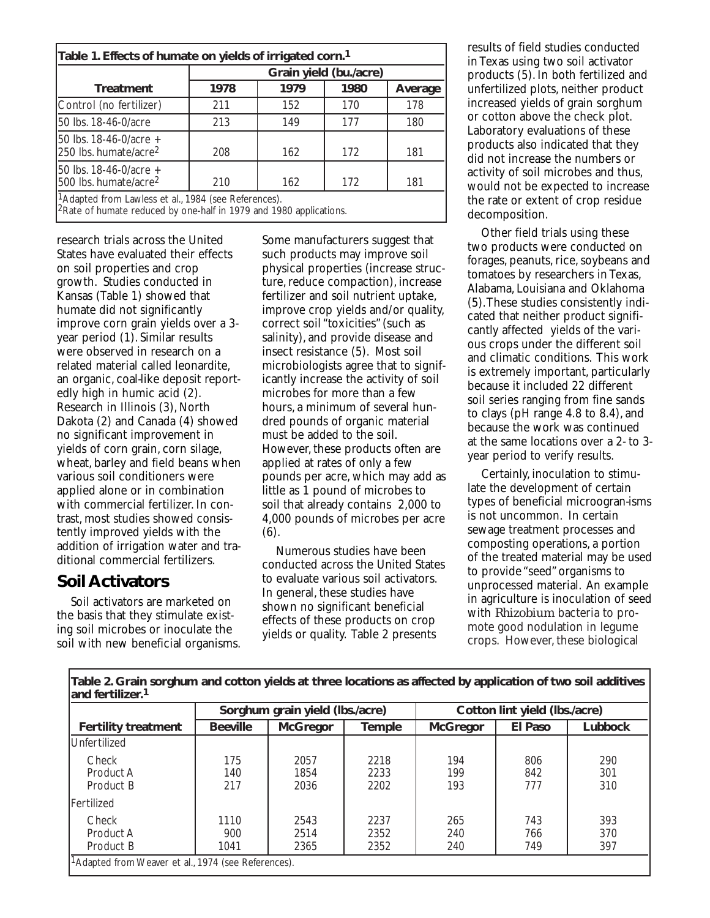**Table 1. Effects of humate on yields of irrigated corn.[1]**

| Treatment | Grain yield (bu./acre) | | | |
|---|---|---|---|---|
| | 1978 | 1979 | 1980 | Average |
| Control (no fertilizer) | 211 | 152 | 170 | 178 |
| 50 lbs. 18-46-0/acre | 213 | 149 | 177 | 180 |
| 50 lbs. 18-46-0/acre + 250 lbs. humate/acre[2] | 208 | 162 | 172 | 181 |
| 50 lbs. 18-46-0/acre + 500 lbs. humate/acre[2] | 210 | 162 | 172 | 181 |

[1]Adapted from Lawless et al., 1984 (see References).
[2]Rate of humate reduced by one-half in 1979 and 1980 applications.

research trials across the United States have evaluated their effects on soil properties and crop growth. Studies conducted in Kansas (Table 1) showed that humate did not significantly improve corn grain yields over a 3-year period (1). Similar results were observed in research on a related material called leonardite, an organic, coal-like deposit reportedly high in humic acid (2). Research in Illinois (3), North Dakota (2) and Canada (4) showed no significant improvement in yields of corn grain, corn silage, wheat, barley and field beans when various soil conditioners were applied alone or in combination with commercial fertilizer. In contrast, most studies showed consistently improved yields with the addition of irrigation water and traditional commercial fertilizers.

## Soil Activators

Soil activators are marketed on the basis that they stimulate existing soil microbes or inoculate the soil with new beneficial organisms. Some manufacturers suggest that such products may improve soil physical properties (increase structure, reduce compaction), increase fertilizer and soil nutrient uptake, improve crop yields and/or quality, correct soil "toxicities" (such as salinity), and provide disease and insect resistance (5). Most soil microbiologists agree that to significantly increase the activity of soil microbes for more than a few hours, a minimum of several hundred pounds of organic material must be added to the soil. However, these products often are applied at rates of only a few pounds per acre, which may add as little as 1 pound of microbes to soil that already contains 2,000 to 4,000 pounds of microbes per acre (6).

Numerous studies have been conducted across the United States to evaluate various soil activators. In general, these studies have shown no significant beneficial effects of these products on crop yields or quality. Table 2 presents results of field studies conducted in Texas using two soil activator products (5). In both fertilized and unfertilized plots, neither product increased yields of grain sorghum or cotton above the check plot. Laboratory evaluations of these products also indicated that they did not increase the numbers or activity of soil microbes and thus, would not be expected to increase the rate or extent of crop residue decomposition.

Other field trials using these two products were conducted on forages, peanuts, rice, soybeans and tomatoes by researchers in Texas, Alabama, Louisiana and Oklahoma (5). These studies consistently indicated that neither product significantly affected yields of the various crops under the different soil and climatic conditions. This work is extremely important, particularly because it included 22 different soil series ranging from fine sands to clays (pH range 4.8 to 8.4), and because the work was continued at the same locations over a 2- to 3-year period to verify results.

Certainly, inoculation to stimulate the development of certain types of beneficial microorgan-isms is not uncommon. In certain sewage treatment processes and composting operations, a portion of the treated material may be used to provide "seed" organisms to unprocessed material. An example in agriculture is inoculation of seed with *Rhizobium* bacteria to promote good nodulation in legume crops. However, these biological

**Table 2. Grain sorghum and cotton yields at three locations as affected by application of two soil additives and fertilizer.[1]**

| Fertility treatment | Sorghum grain yield (lbs./acre) | | | Cotton lint yield (lbs./acre) | | |
|---|---|---|---|---|---|---|
| | Beeville | McGregor | Temple | McGregor | El Paso | Lubbock |
| Unfertilized | | | | | | |
| Check | 175 | 2057 | 2218 | 194 | 806 | 290 |
| Product A | 140 | 1854 | 2233 | 199 | 842 | 301 |
| Product B | 217 | 2036 | 2202 | 193 | 777 | 310 |
| Fertilized | | | | | | |
| Check | 1110 | 2543 | 2237 | 265 | 743 | 393 |
| Product A | 900 | 2514 | 2352 | 240 | 766 | 370 |
| Product B | 1041 | 2365 | 2352 | 240 | 749 | 397 |

[1]Adapted from Weaver et al., 1974 (see References).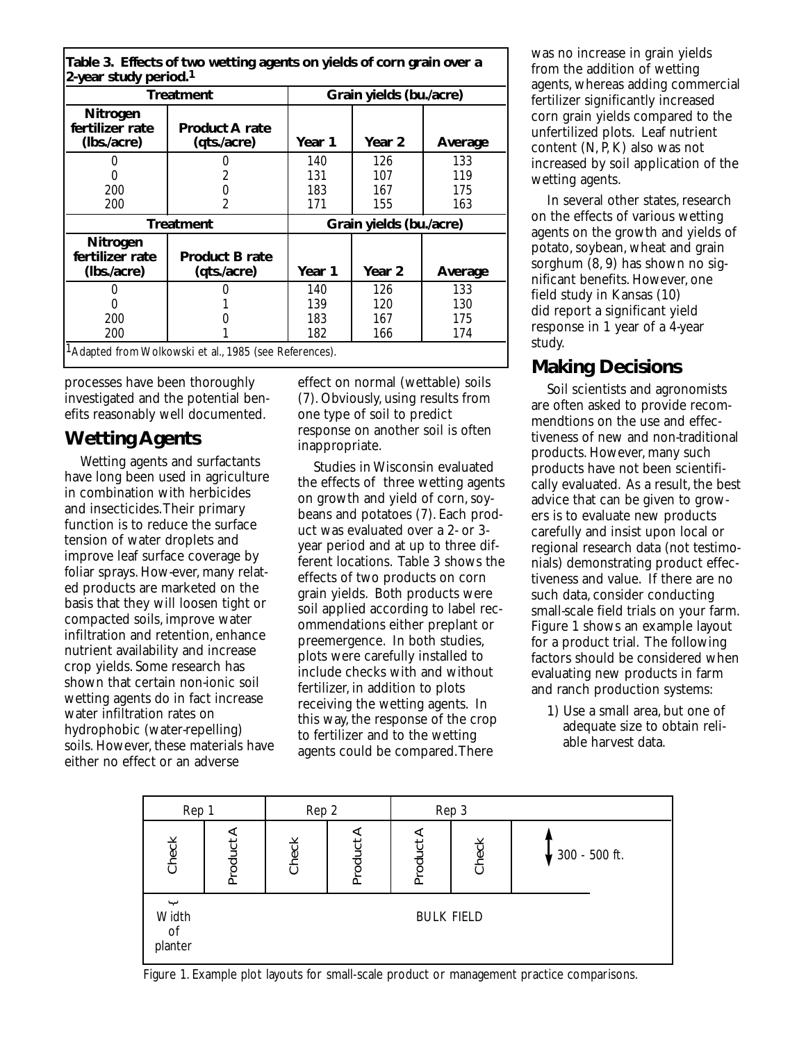**Table 3. Effects of two wetting agents on yields of corn grain over a 2-year study period.[1]**

| Treatment | | Grain yields (bu./acre) | | |
|---|---|---|---|---|
| Nitrogen fertilizer rate (lbs./acre) | Product A rate (qts./acre) | Year 1 | Year 2 | Average |
| 0 | 0 | 140 | 126 | 133 |
| 0 | 2 | 131 | 107 | 119 |
| 200 | 0 | 183 | 167 | 175 |
| 200 | 2 | 171 | 155 | 163 |
| **Treatment** | | **Grain yields (bu./acre)** | | |
| **Nitrogen fertilizer rate (lbs./acre)** | **Product B rate (qts./acre)** | **Year 1** | **Year 2** | **Average** |
| 0 | 0 | 140 | 126 | 133 |
| 0 | 1 | 139 | 120 | 130 |
| 200 | 0 | 183 | 167 | 175 |
| 200 | 1 | 182 | 166 | 174 |

[1]Adapted from Wolkowski et al., 1985 (see References).

processes have been thoroughly investigated and the potential benefits reasonably well documented.

## Wetting Agents

Wetting agents and surfactants have long been used in agriculture in combination with herbicides and insecticides. Their primary function is to reduce the surface tension of water droplets and improve leaf surface coverage by foliar sprays. How-ever, many related products are marketed on the basis that they will loosen tight or compacted soils, improve water infiltration and retention, enhance nutrient availability and increase crop yields. Some research has shown that certain non-ionic soil wetting agents do in fact increase water infiltration rates on hydrophobic (water-repelling) soils. However, these materials have either no effect or an adverse effect on normal (wettable) soils (7). Obviously, using results from one type of soil to predict response on another soil is often inappropriate.

Studies in Wisconsin evaluated the effects of three wetting agents on growth and yield of corn, soybeans and potatoes (7). Each product was evaluated over a 2- or 3-year period and at up to three different locations. Table 3 shows the effects of two products on corn grain yields. Both products were soil applied according to label recommendations either preplant or preemergence. In both studies, plots were carefully installed to include checks with and without fertilizer, in addition to plots receiving the wetting agents. In this way, the response of the crop to fertilizer and to the wetting agents could be compared. There was no increase in grain yields from the addition of wetting agents, whereas adding commercial fertilizer significantly increased corn grain yields compared to the unfertilized plots. Leaf nutrient content (N, P, K) also was not increased by soil application of the wetting agents.

In several other states, research on the effects of various wetting agents on the growth and yields of potato, soybean, wheat and grain sorghum (8, 9) has shown no significant benefits. However, one field study in Kansas (10) did report a significant yield response in 1 year of a 4-year study.

## Making Decisions

Soil scientists and agronomists are often asked to provide recommendtions on the use and effectiveness of new and non-traditional products. However, many such products have not been scientifically evaluated. As a result, the best advice that can be given to growers is to evaluate new products carefully and insist upon local or regional research data (not testimonials) demonstrating product effectiveness and value. If there are no such data, consider conducting small-scale field trials on your farm. Figure 1 shows an example layout for a product trial. The following factors should be considered when evaluating new products in farm and ranch production systems:

1) Use a small area, but one of adequate size to obtain reliable harvest data.

| Rep 1 | | Rep 2 | | Rep 3 | | |
|---|---|---|---|---|---|---|
| Check | Product A | Check | Product A | Product A | Check | 300 - 500 ft. |
| Width of planter | BULK FIELD | | | | | |

Figure 1. Example plot layouts for small-scale product or management practice comparisons.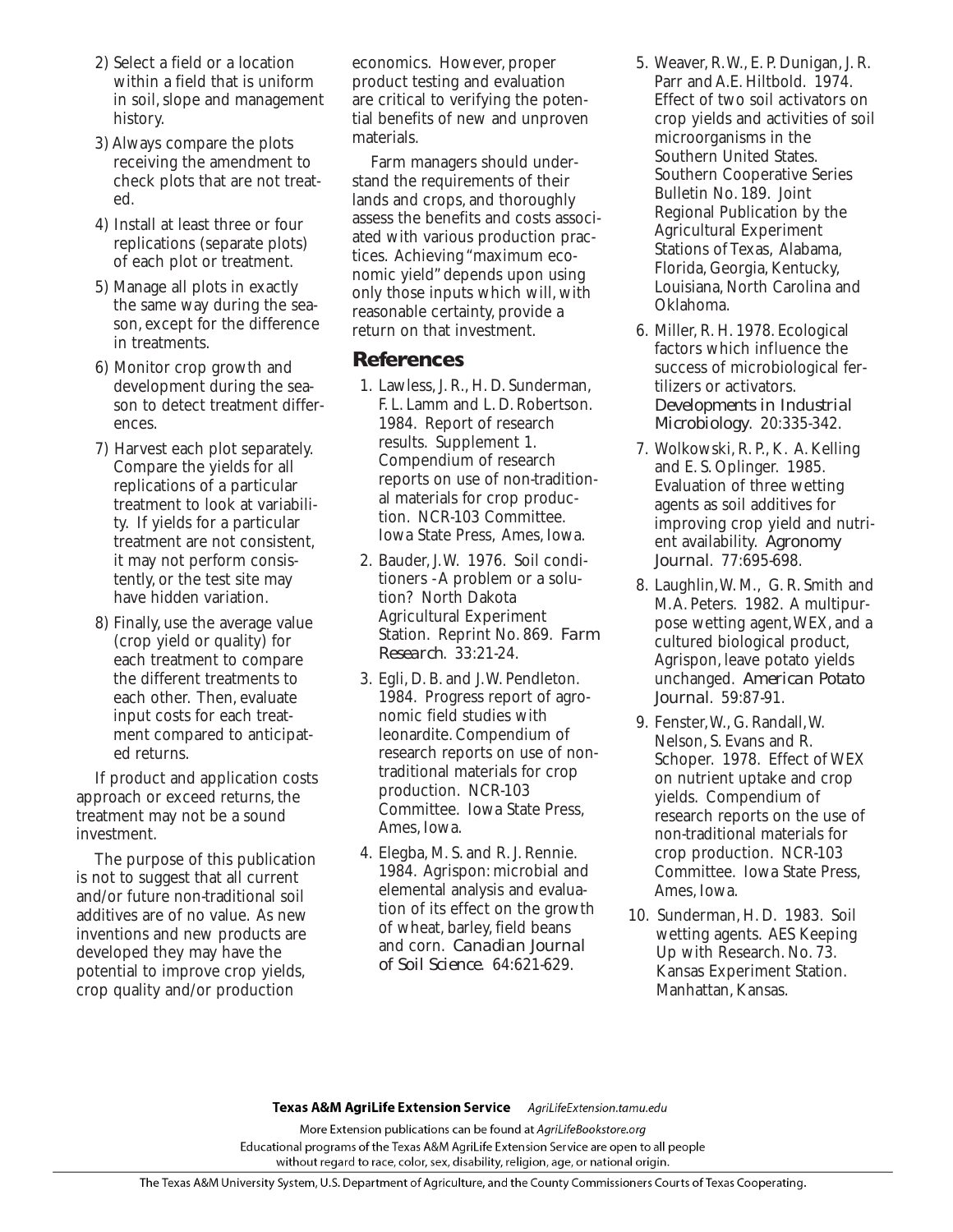2) Select a field or a location within a field that is uniform in soil, slope and management history.

3) Always compare the plots receiving the amendment to check plots that are not treated.

4) Install at least three or four replications (separate plots) of each plot or treatment.

5) Manage all plots in exactly the same way during the season, except for the difference in treatments.

6) Monitor crop growth and development during the season to detect treatment differences.

7) Harvest each plot separately. Compare the yields for all replications of a particular treatment to look at variability. If yields for a particular treatment are not consistent, it may not perform consistently, or the test site may have hidden variation.

8) Finally, use the average value (crop yield or quality) for each treatment to compare the different treatments to each other. Then, evaluate input costs for each treatment compared to anticipated returns.

If product and application costs approach or exceed returns, the treatment may not be a sound investment.

The purpose of this publication is not to suggest that all current and/or future non-traditional soil additives are of no value. As new inventions and new products are developed they may have the potential to improve crop yields, crop quality and/or production economics. However, proper product testing and evaluation are critical to verifying the potential benefits of new and unproven materials.

Farm managers should understand the requirements of their lands and crops, and thoroughly assess the benefits and costs associated with various production practices. Achieving "maximum economic yield" depends upon using only those inputs which will, with reasonable certainty, provide a return on that investment.

## References

1. Lawless, J. R., H. D. Sunderman, F. L. Lamm and L. D. Robertson. 1984. Report of research results. Supplement 1. Compendium of research reports on use of non-traditional materials for crop production. NCR-103 Committee. Iowa State Press, Ames, Iowa.

2. Bauder, J.W. 1976. Soil conditioners - A problem or a solution? North Dakota Agricultural Experiment Station. Reprint No. 869. *Farm Research*. 33:21-24.

3. Egli, D. B. and J. W. Pendleton. 1984. Progress report of agronomic field studies with leonardite. Compendium of research reports on use of non-traditional materials for crop production. NCR-103 Committee. Iowa State Press, Ames, Iowa.

4. Elegba, M. S. and R. J. Rennie. 1984. Agrispon: microbial and elemental analysis and evaluation of its effect on the growth of wheat, barley, field beans and corn. *Canadian Journal of Soil Science*. 64:621-629.

5. Weaver, R.W., E. P. Dunigan, J. R. Parr and A.E. Hiltbold. 1974. Effect of two soil activators on crop yields and activities of soil microorganisms in the Southern United States. Southern Cooperative Series Bulletin No. 189. Joint Regional Publication by the Agricultural Experiment Stations of Texas, Alabama, Florida, Georgia, Kentucky, Louisiana, North Carolina and Oklahoma.

6. Miller, R. H. 1978. Ecological factors which influence the success of microbiological fertilizers or activators. *Developments in Industrial Microbiology*. 20:335-342.

7. Wolkowski, R. P., K. A. Kelling and E. S. Oplinger. 1985. Evaluation of three wetting agents as soil additives for improving crop yield and nutrient availability. *Agronomy Journal*. 77:695-698.

8. Laughlin, W. M., G. R. Smith and M.A. Peters. 1982. A multipurpose wetting agent, WEX, and a cultured biological product, Agrispon, leave potato yields unchanged. *American Potato Journal*. 59:87-91.

9. Fenster, W., G. Randall, W. Nelson, S. Evans and R. Schoper. 1978. Effect of WEX on nutrient uptake and crop yields. Compendium of research reports on the use of non-traditional materials for crop production. NCR-103 Committee. Iowa State Press, Ames, Iowa.

10. Sunderman, H. D. 1983. Soil wetting agents. AES Keeping Up with Research. No. 73. Kansas Experiment Station. Manhattan, Kansas.

**Texas A&M AgriLife Extension Service** *AgriLifeExtension.tamu.edu*

More Extension publications can be found at *AgriLifeBookstore.org*

Educational programs of the Texas A&M AgriLife Extension Service are open to all people without regard to race, color, sex, disability, religion, age, or national origin.

The Texas A&M University System, U.S. Department of Agriculture, and the County Commissioners Courts of Texas Cooperating.